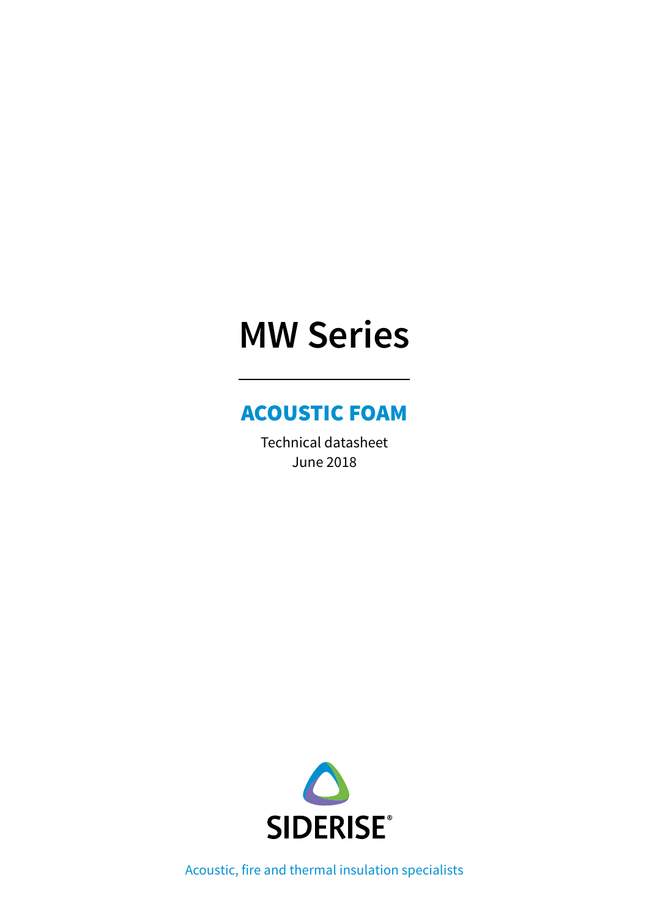# MW Series

## ACOUSTIC FOAM

Technical datasheet
June 2018

SIDERISE®

Acoustic, fire and thermal insulation specialists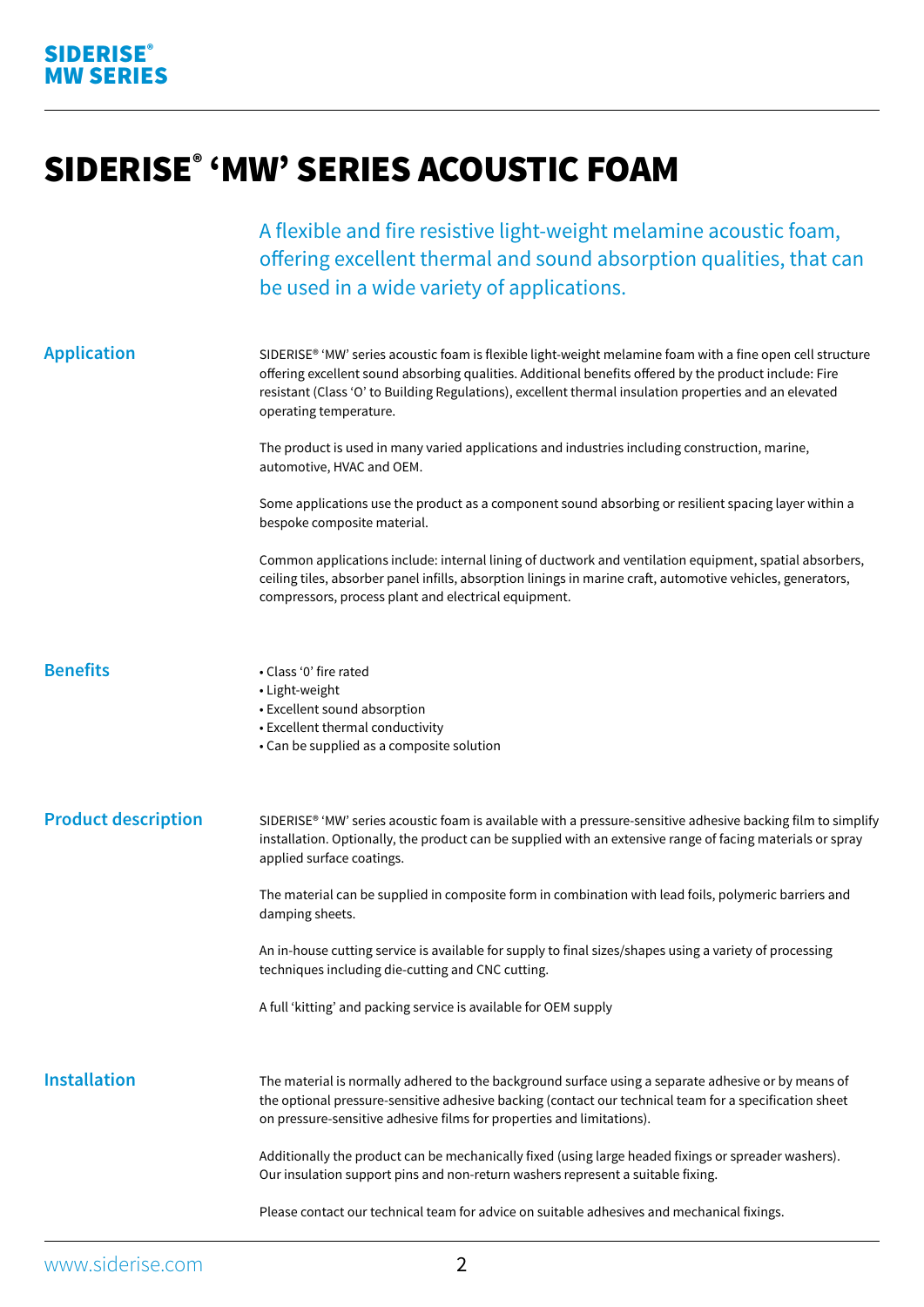# SIDERISE® ‘MW’ SERIES ACOUSTIC FOAM

A flexible and fire resistive light-weight melamine acoustic foam, offering excellent thermal and sound absorption qualities, that can be used in a wide variety of applications.

## Application

SIDERISE® ‘MW’ series acoustic foam is flexible light-weight melamine foam with a fine open cell structure offering excellent sound absorbing qualities. Additional benefits offered by the product include: Fire resistant (Class ‘O’ to Building Regulations), excellent thermal insulation properties and an elevated operating temperature.

The product is used in many varied applications and industries including construction, marine, automotive, HVAC and OEM.

Some applications use the product as a component sound absorbing or resilient spacing layer within a bespoke composite material.

Common applications include: internal lining of ductwork and ventilation equipment, spatial absorbers, ceiling tiles, absorber panel infills, absorption linings in marine craft, automotive vehicles, generators, compressors, process plant and electrical equipment.

## Benefits

- Class ‘0’ fire rated
- Light-weight
- Excellent sound absorption
- Excellent thermal conductivity
- Can be supplied as a composite solution

## Product description

SIDERISE® ‘MW’ series acoustic foam is available with a pressure-sensitive adhesive backing film to simplify installation. Optionally, the product can be supplied with an extensive range of facing materials or spray applied surface coatings.

The material can be supplied in composite form in combination with lead foils, polymeric barriers and damping sheets.

An in-house cutting service is available for supply to final sizes/shapes using a variety of processing techniques including die-cutting and CNC cutting.

A full ‘kitting’ and packing service is available for OEM supply

## Installation

The material is normally adhered to the background surface using a separate adhesive or by means of the optional pressure-sensitive adhesive backing (contact our technical team for a specification sheet on pressure-sensitive adhesive films for properties and limitations).

Additionally the product can be mechanically fixed (using large headed fixings or spreader washers). Our insulation support pins and non-return washers represent a suitable fixing.

Please contact our technical team for advice on suitable adhesives and mechanical fixings.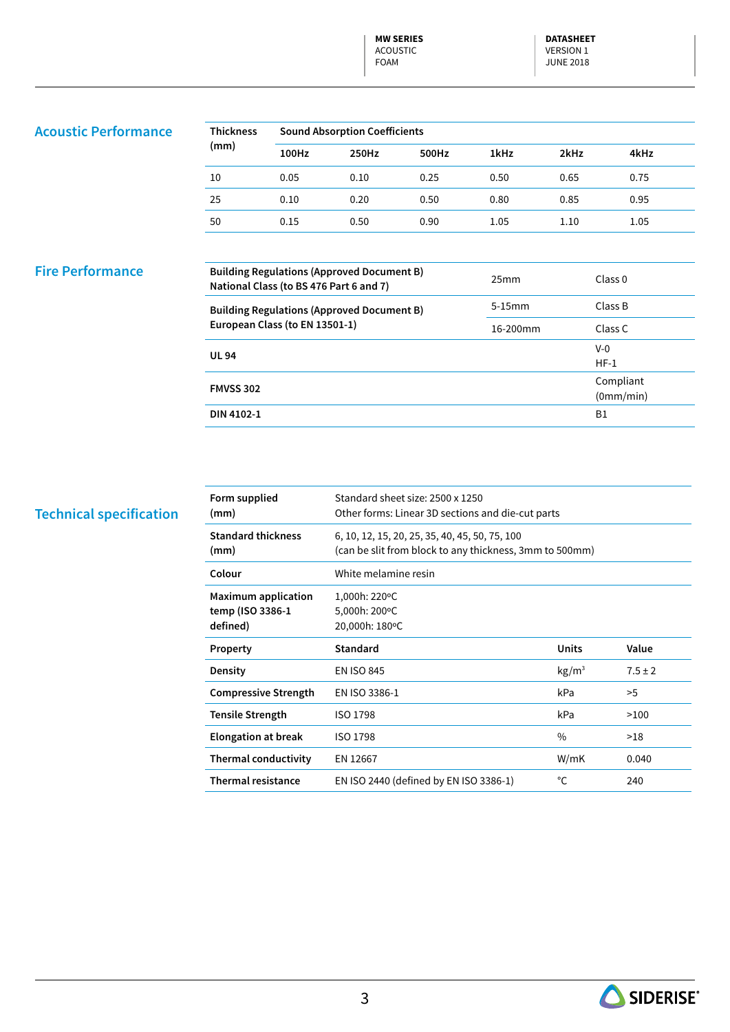## Acoustic Performance

| Thickness (mm) | Sound Absorption Coefficients | | | | | |
|---|---|---|---|---|---|---|
| | 100Hz | 250Hz | 500Hz | 1kHz | 2kHz | 4kHz |
| 10 | 0.05 | 0.10 | 0.25 | 0.50 | 0.65 | 0.75 |
| 25 | 0.10 | 0.20 | 0.50 | 0.80 | 0.85 | 0.95 |
| 50 | 0.15 | 0.50 | 0.90 | 1.05 | 1.10 | 1.05 |

## Fire Performance

| | | |
|---|---|---|
| **Building Regulations (Approved Document B) National Class (to BS 476 Part 6 and 7)** | 25mm | Class 0 |
| **Building Regulations (Approved Document B) European Class (to EN 13501-1)** | 5-15mm | Class B |
| | 16-200mm | Class C |
| **UL 94** | | V-0 HF-1 |
| **FMVSS 302** | | Compliant (0mm/min) |
| **DIN 4102-1** | | B1 |

## Technical specification

| | | | |
|---|---|---|---|
| **Form supplied (mm)** | Standard sheet size: 2500 x 1250<br>Other forms: Linear 3D sections and die-cut parts | | |
| **Standard thickness (mm)** | 6, 10, 12, 15, 20, 25, 35, 40, 45, 50, 75, 100<br>(can be slit from block to any thickness, 3mm to 500mm) | | |
| **Colour** | White melamine resin | | |
| **Maximum application temp (ISO 3386-1 defined)** | 1,000h: 220ºC<br>5,000h: 200ºC<br>20,000h: 180ºC | | |
| **Property** | **Standard** | **Units** | **Value** |
| **Density** | EN ISO 845 | kg/m³ | 7.5 ± 2 |
| **Compressive Strength** | EN ISO 3386-1 | kPa | >5 |
| **Tensile Strength** | ISO 1798 | kPa | >100 |
| **Elongation at break** | ISO 1798 | % | >18 |
| **Thermal conductivity** | EN 12667 | W/mK | 0.040 |
| **Thermal resistance** | EN ISO 2440 (defined by EN ISO 3386-1) | °C | 240 |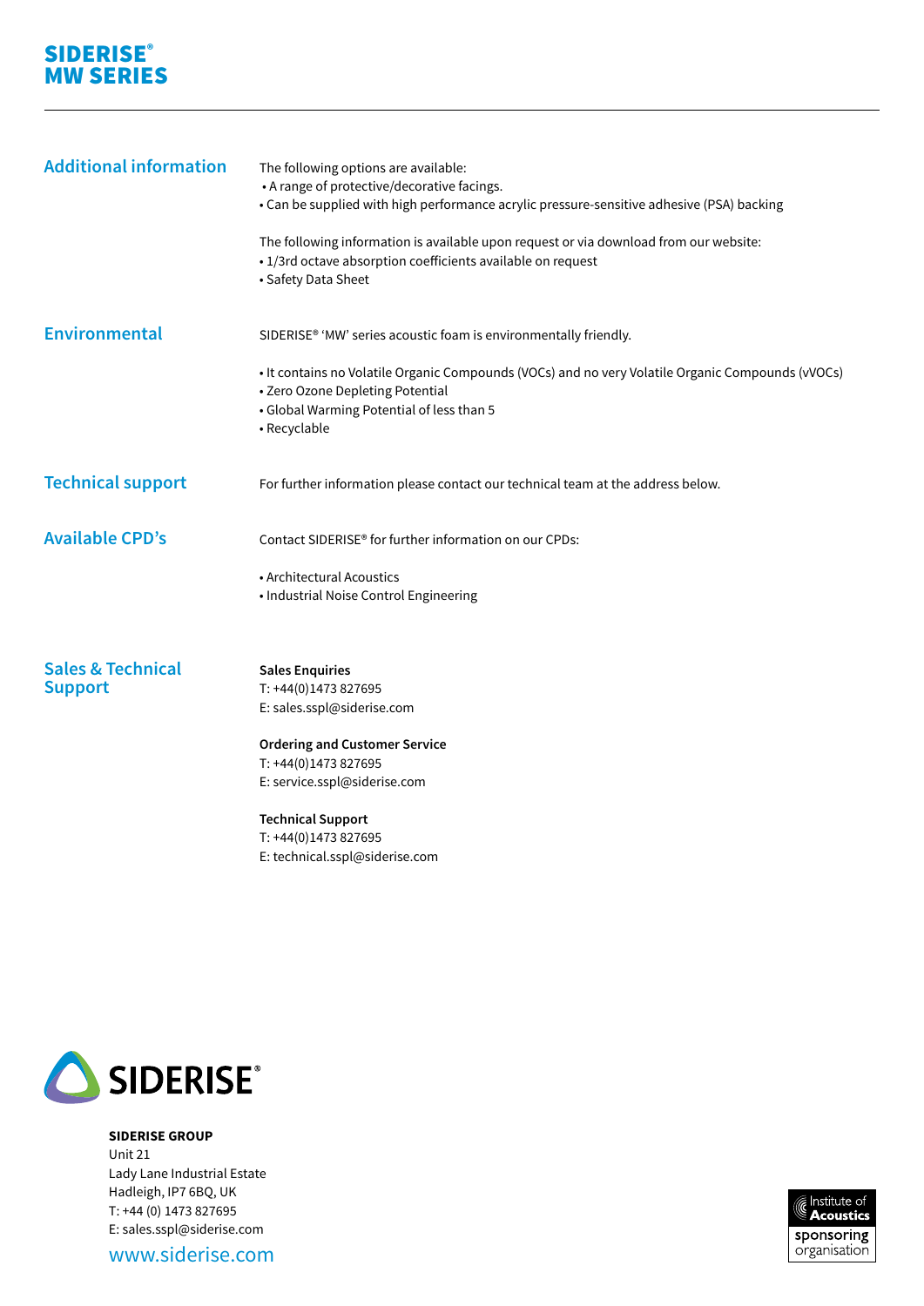## Additional information

The following options are available:
- A range of protective/decorative facings.
- Can be supplied with high performance acrylic pressure-sensitive adhesive (PSA) backing

The following information is available upon request or via download from our website:
- 1/3rd octave absorption coefficients available on request
- Safety Data Sheet

## Environmental

SIDERISE® 'MW' series acoustic foam is environmentally friendly.

- It contains no Volatile Organic Compounds (VOCs) and no very Volatile Organic Compounds (vVOCs)
- Zero Ozone Depleting Potential
- Global Warming Potential of less than 5
- Recyclable

## Technical support

For further information please contact our technical team at the address below.

## Available CPD's

Contact SIDERISE® for further information on our CPDs:

- Architectural Acoustics
- Industrial Noise Control Engineering

## Sales & Technical Support

**Sales Enquiries**
T: +44(0)1473 827695
E: sales.sspl@siderise.com

**Ordering and Customer Service**
T: +44(0)1473 827695
E: service.sspl@siderise.com

**Technical Support**
T: +44(0)1473 827695
E: technical.sspl@siderise.com

SIDERISE®

**SIDERISE GROUP**
Unit 21
Lady Lane Industrial Estate
Hadleigh, IP7 6BQ, UK
T: +44 (0) 1473 827695
E: sales.sspl@siderise.com

www.siderise.com

Institute of Acoustics sponsoring organisation